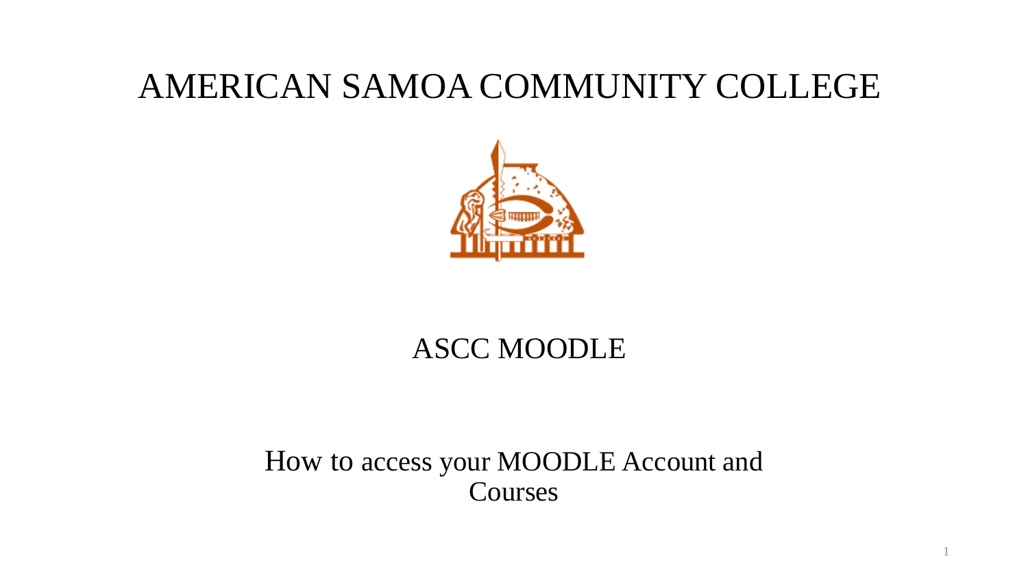# AMERICAN SAMOA COMMUNITY COLLEGE

## ASCC MOODLE

How to access your MOODLE Account and Courses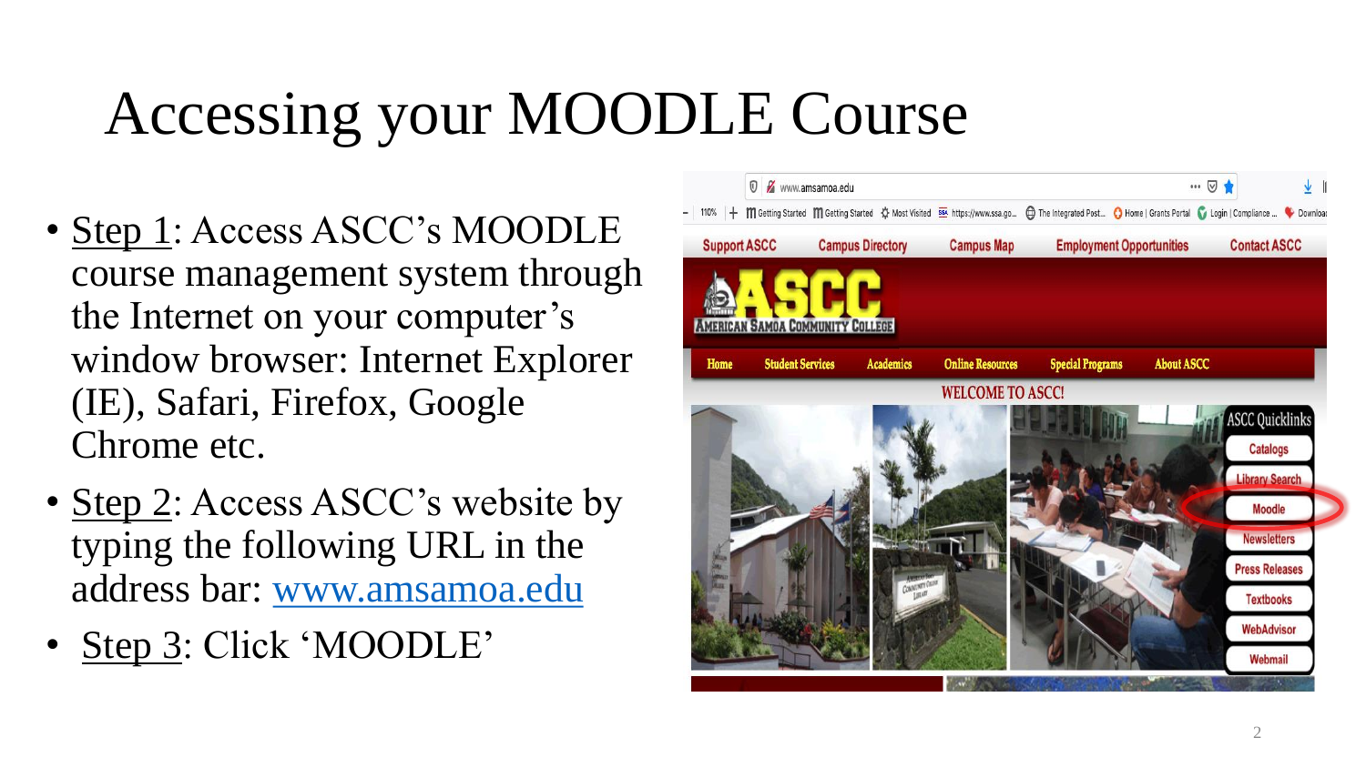# Accessing your MOODLE Course

- Step 1: Access ASCC's MOODLE course management system through the Internet on your computer's window browser: Internet Explorer (IE), Safari, Firefox, Google Chrome etc.
- Step 2: Access ASCC's website by typing the following URL in the address bar: [www.amsamoa.edu](http://www.amsamoa.edu)
- Step 3: Click 'MOODLE'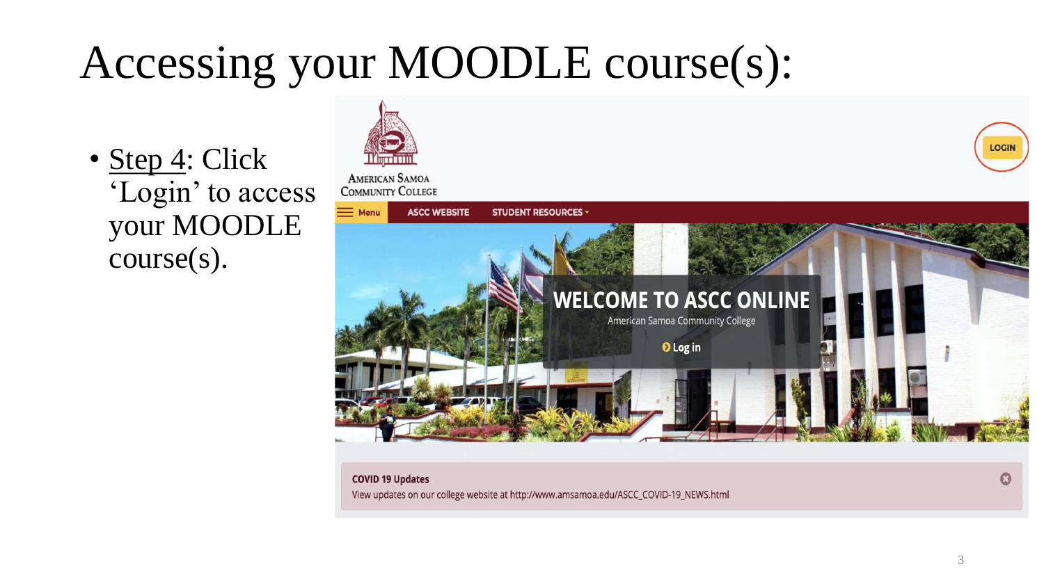# Accessing your MOODLE course(s):

- Step 4: Click 'Login' to access your MOODLE course(s).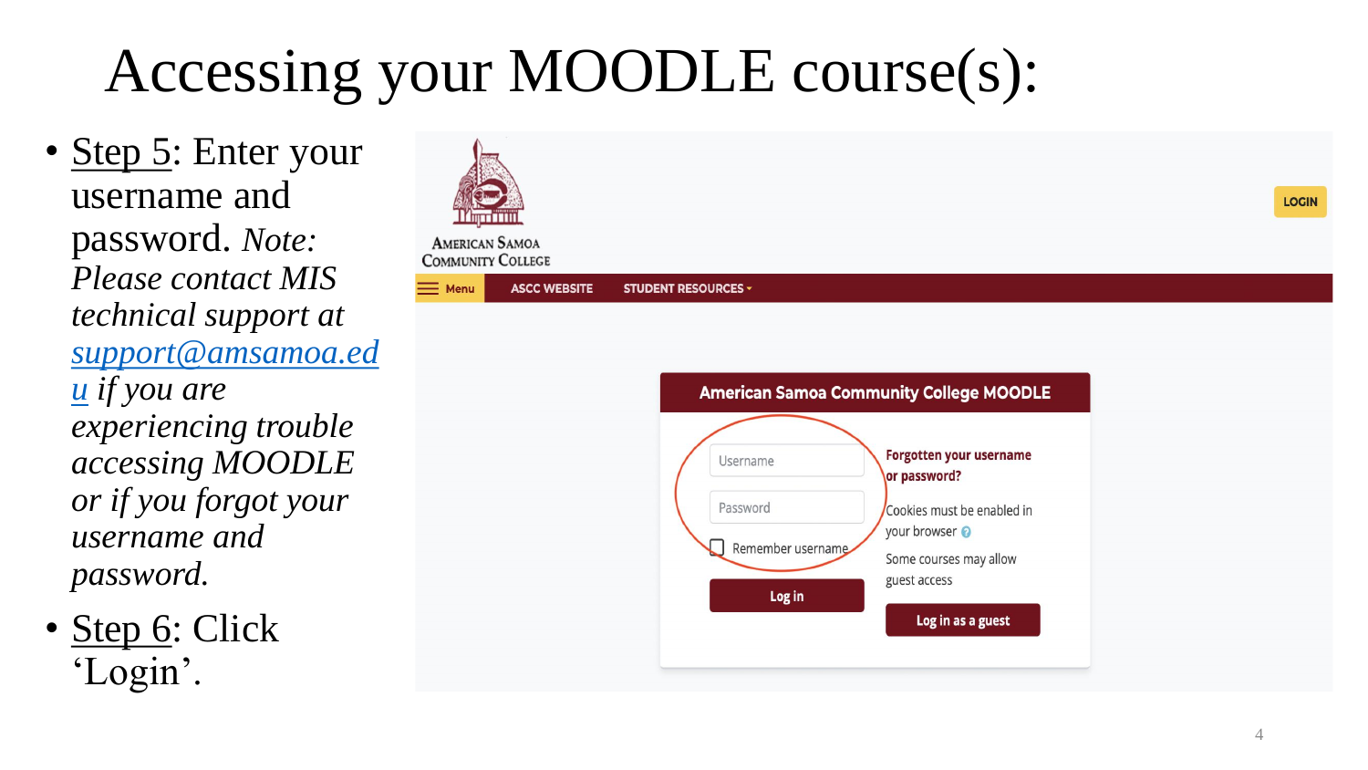# Accessing your MOODLE course(s):

- Step 5: Enter your username and password. *Note: Please contact MIS technical support at [support@amsamoa.edu](mailto:support@amsamoa.edu) if you are experiencing trouble accessing MOODLE or if you forgot your username and password.*
- Step 6: Click 'Login'.

American Samoa Community College

LOGIN

Menu ASCC WEBSITE STUDENT RESOURCES

**American Samoa Community College MOODLE**

Username

Password

Remember username

Log in

Forgotten your username or password?

Cookies must be enabled in your browser

Some courses may allow guest access

Log in as a guest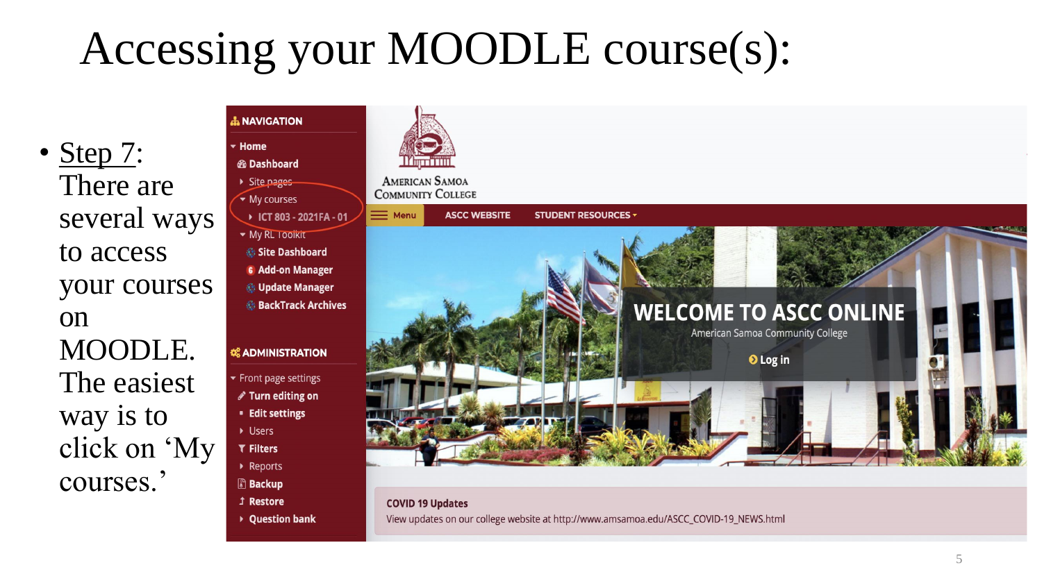# Accessing your MOODLE course(s):

- Step 7: There are several ways to access your courses on MOODLE. The easiest way is to click on 'My courses.'

NAVIGATION

- Home
  - Dashboard
  - Site pages
  - My courses
    - ICT 803 - 2021FA - 01
  - My RL Toolkit
    - Site Dashboard
    - Add-on Manager
    - Update Manager
    - BackTrack Archives

ADMINISTRATION

- Front page settings
  - Turn editing on
  - Edit settings
  - Users
  - Filters
  - Reports
  - Backup
  - Restore
  - Question bank

American Samoa Community College

Menu | ASCC WEBSITE | STUDENT RESOURCES

WELCOME TO ASCC ONLINE

American Samoa Community College

Log in

COVID 19 Updates

View updates on our college website at http://www.amsamoa.edu/ASCC_COVID-19_NEWS.html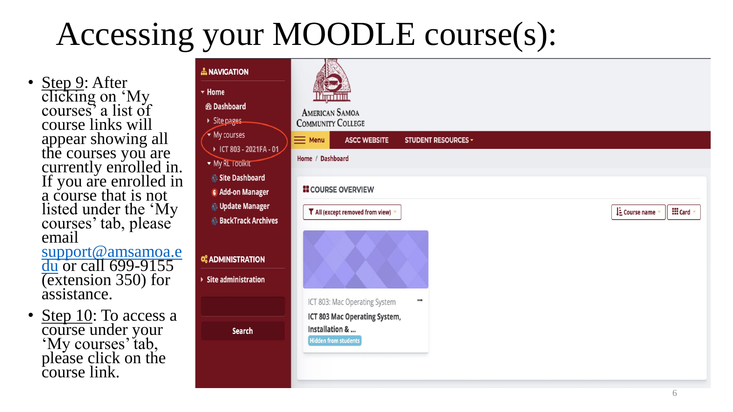# Accessing your MOODLE course(s):

- Step 9: After clicking on 'My courses' a list of course links will appear showing all the courses you are currently enrolled in. If you are enrolled in a course that is not listed under the 'My courses' tab, please email support@amsamoa.edu or call 699-9155 (extension 350) for assistance.
- Step 10: To access a course under your 'My courses' tab, please click on the course link.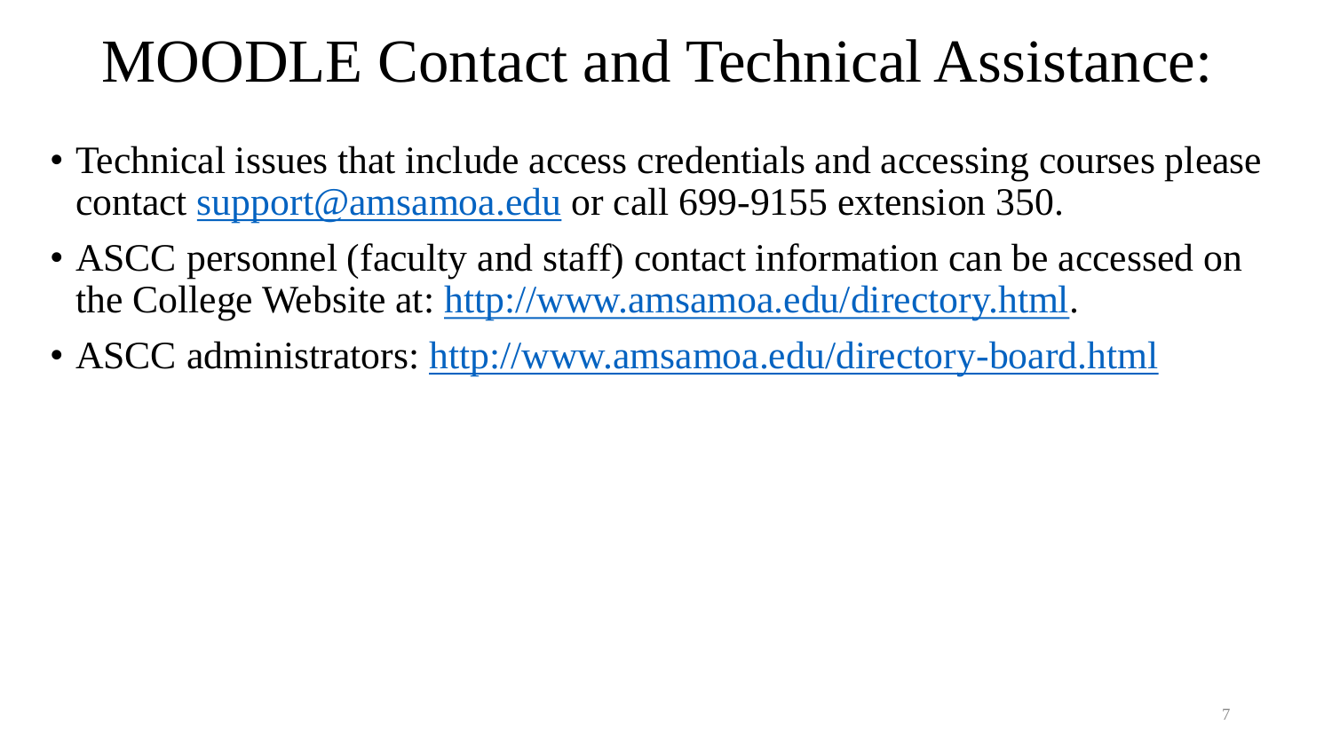# MOODLE Contact and Technical Assistance:

- Technical issues that include access credentials and accessing courses please contact support@amsamoa.edu or call 699-9155 extension 350.
- ASCC personnel (faculty and staff) contact information can be accessed on the College Website at: http://www.amsamoa.edu/directory.html.
- ASCC administrators: http://www.amsamoa.edu/directory-board.html